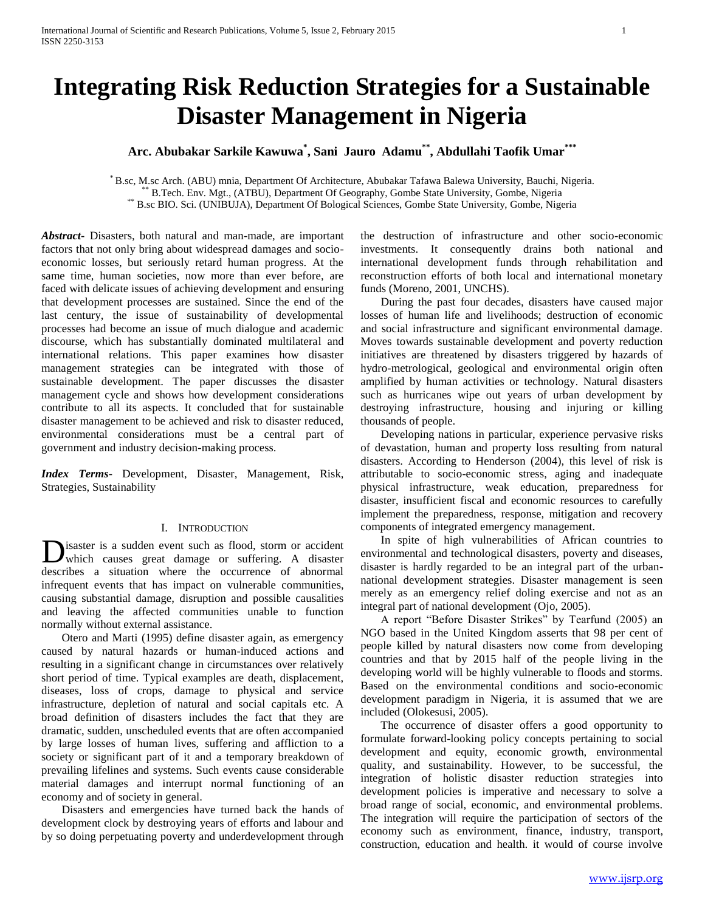# Integrating Risk Reduction Strategies for a Sustainable Disaster Management in Nigeria

**Arc. Abubakar Sarkile Kawuwa[*], Sani Jauro Adamu[**], Abdullahi Taofik Umar[***]**

[*] B.sc, M.sc Arch. (ABU) mnia, Department Of Architecture, Abubakar Tafawa Balewa University, Bauchi, Nigeria.
[**] B.Tech. Env. Mgt., (ATBU), Department Of Geography, Gombe State University, Gombe, Nigeria
[**] B.sc BIO. Sci. (UNIBUJA), Department Of Bological Sciences, Gombe State University, Gombe, Nigeria

***Abstract***- Disasters, both natural and man-made, are important factors that not only bring about widespread damages and socio-economic losses, but seriously retard human progress. At the same time, human societies, now more than ever before, are faced with delicate issues of achieving development and ensuring that development processes are sustained. Since the end of the last century, the issue of sustainability of developmental processes had become an issue of much dialogue and academic discourse, which has substantially dominated multilateral and international relations. This paper examines how disaster management strategies can be integrated with those of sustainable development. The paper discusses the disaster management cycle and shows how development considerations contribute to all its aspects. It concluded that for sustainable disaster management to be achieved and risk to disaster reduced, environmental considerations must be a central part of government and industry decision-making process.

***Index Terms***- Development, Disaster, Management, Risk, Strategies, Sustainability

## I. Introduction

Disaster is a sudden event such as flood, storm or accident which causes great damage or suffering. A disaster describes a situation where the occurrence of abnormal infrequent events that has impact on vulnerable communities, causing substantial damage, disruption and possible causalities and leaving the affected communities unable to function normally without external assistance.

Otero and Marti (1995) define disaster again, as emergency caused by natural hazards or human-induced actions and resulting in a significant change in circumstances over relatively short period of time. Typical examples are death, displacement, diseases, loss of crops, damage to physical and service infrastructure, depletion of natural and social capitals etc. A broad definition of disasters includes the fact that they are dramatic, sudden, unscheduled events that are often accompanied by large losses of human lives, suffering and affliction to a society or significant part of it and a temporary breakdown of prevailing lifelines and systems. Such events cause considerable material damages and interrupt normal functioning of an economy and of society in general.

Disasters and emergencies have turned back the hands of development clock by destroying years of efforts and labour and by so doing perpetuating poverty and underdevelopment through the destruction of infrastructure and other socio-economic investments. It consequently drains both national and international development funds through rehabilitation and reconstruction efforts of both local and international monetary funds (Moreno, 2001, UNCHS).

During the past four decades, disasters have caused major losses of human life and livelihoods; destruction of economic and social infrastructure and significant environmental damage. Moves towards sustainable development and poverty reduction initiatives are threatened by disasters triggered by hazards of hydro-metrological, geological and environmental origin often amplified by human activities or technology. Natural disasters such as hurricanes wipe out years of urban development by destroying infrastructure, housing and injuring or killing thousands of people.

Developing nations in particular, experience pervasive risks of devastation, human and property loss resulting from natural disasters. According to Henderson (2004), this level of risk is attributable to socio-economic stress, aging and inadequate physical infrastructure, weak education, preparedness for disaster, insufficient fiscal and economic resources to carefully implement the preparedness, response, mitigation and recovery components of integrated emergency management.

In spite of high vulnerabilities of African countries to environmental and technological disasters, poverty and diseases, disaster is hardly regarded to be an integral part of the urban-national development strategies. Disaster management is seen merely as an emergency relief doling exercise and not as an integral part of national development (Ojo, 2005).

A report "Before Disaster Strikes" by Tearfund (2005) an NGO based in the United Kingdom asserts that 98 per cent of people killed by natural disasters now come from developing countries and that by 2015 half of the people living in the developing world will be highly vulnerable to floods and storms. Based on the environmental conditions and socio-economic development paradigm in Nigeria, it is assumed that we are included (Olokesusi, 2005).

The occurrence of disaster offers a good opportunity to formulate forward-looking policy concepts pertaining to social development and equity, economic growth, environmental quality, and sustainability. However, to be successful, the integration of holistic disaster reduction strategies into development policies is imperative and necessary to solve a broad range of social, economic, and environmental problems. The integration will require the participation of sectors of the economy such as environment, finance, industry, transport, construction, education and health. it would of course involve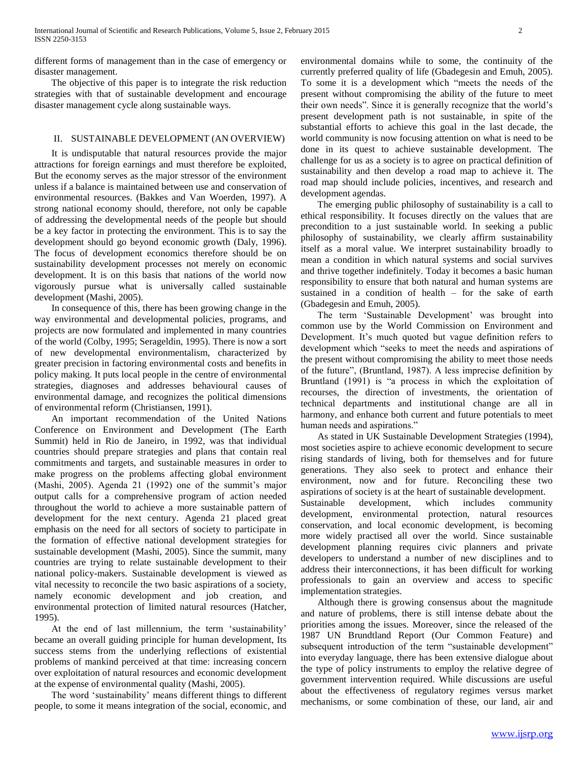different forms of management than in the case of emergency or disaster management.

The objective of this paper is to integrate the risk reduction strategies with that of sustainable development and encourage disaster management cycle along sustainable ways.

## II. SUSTAINABLE DEVELOPMENT (AN OVERVIEW)

It is undisputable that natural resources provide the major attractions for foreign earnings and must therefore be exploited, But the economy serves as the major stressor of the environment unless if a balance is maintained between use and conservation of environmental resources. (Bakkes and Van Woerden, 1997). A strong national economy should, therefore, not only be capable of addressing the developmental needs of the people but should be a key factor in protecting the environment. This is to say the development should go beyond economic growth (Daly, 1996). The focus of development economics therefore should be on sustainability development processes not merely on economic development. It is on this basis that nations of the world now vigorously pursue what is universally called sustainable development (Mashi, 2005).

In consequence of this, there has been growing change in the way environmental and developmental policies, programs, and projects are now formulated and implemented in many countries of the world (Colby, 1995; Serageldin, 1995). There is now a sort of new developmental environmentalism, characterized by greater precision in factoring environmental costs and benefits in policy making. It puts local people in the centre of environmental strategies, diagnoses and addresses behavioural causes of environmental damage, and recognizes the political dimensions of environmental reform (Christiansen, 1991).

An important recommendation of the United Nations Conference on Environment and Development (The Earth Summit) held in Rio de Janeiro, in 1992, was that individual countries should prepare strategies and plans that contain real commitments and targets, and sustainable measures in order to make progress on the problems affecting global environment (Mashi, 2005). Agenda 21 (1992) one of the summit's major output calls for a comprehensive program of action needed throughout the world to achieve a more sustainable pattern of development for the next century. Agenda 21 placed great emphasis on the need for all sectors of society to participate in the formation of effective national development strategies for sustainable development (Mashi, 2005). Since the summit, many countries are trying to relate sustainable development to their national policy-makers. Sustainable development is viewed as vital necessity to reconcile the two basic aspirations of a society, namely economic development and job creation, and environmental protection of limited natural resources (Hatcher, 1995).

At the end of last millennium, the term 'sustainability' became an overall guiding principle for human development, Its success stems from the underlying reflections of existential problems of mankind perceived at that time: increasing concern over exploitation of natural resources and economic development at the expense of environmental quality (Mashi, 2005).

The word 'sustainability' means different things to different people, to some it means integration of the social, economic, and environmental domains while to some, the continuity of the currently preferred quality of life (Gbadegesin and Emuh, 2005). To some it is a development which "meets the needs of the present without compromising the ability of the future to meet their own needs". Since it is generally recognize that the world's present development path is not sustainable, in spite of the substantial efforts to achieve this goal in the last decade, the world community is now focusing attention on what is need to be done in its quest to achieve sustainable development. The challenge for us as a society is to agree on practical definition of sustainability and then develop a road map to achieve it. The road map should include policies, incentives, and research and development agendas.

The emerging public philosophy of sustainability is a call to ethical responsibility. It focuses directly on the values that are precondition to a just sustainable world. In seeking a public philosophy of sustainability, we clearly affirm sustainability itself as a moral value. We interpret sustainability broadly to mean a condition in which natural systems and social survives and thrive together indefinitely. Today it becomes a basic human responsibility to ensure that both natural and human systems are sustained in a condition of health – for the sake of earth (Gbadegesin and Emuh, 2005).

The term 'Sustainable Development' was brought into common use by the World Commission on Environment and Development. It's much quoted but vague definition refers to development which "seeks to meet the needs and aspirations of the present without compromising the ability to meet those needs of the future", (Bruntland, 1987). A less imprecise definition by Bruntland (1991) is "a process in which the exploitation of recourses, the direction of investments, the orientation of technical departments and institutional change are all in harmony, and enhance both current and future potentials to meet human needs and aspirations."

As stated in UK Sustainable Development Strategies (1994), most societies aspire to achieve economic development to secure rising standards of living, both for themselves and for future generations. They also seek to protect and enhance their environment, now and for future. Reconciling these two aspirations of society is at the heart of sustainable development.

Sustainable development, which includes community development, environmental protection, natural resources conservation, and local economic development, is becoming more widely practised all over the world. Since sustainable development planning requires civic planners and private developers to understand a number of new disciplines and to address their interconnections, it has been difficult for working professionals to gain an overview and access to specific implementation strategies.

Although there is growing consensus about the magnitude and nature of problems, there is still intense debate about the priorities among the issues. Moreover, since the released of the 1987 UN Brundtland Report (Our Common Feature) and subsequent introduction of the term "sustainable development" into everyday language, there has been extensive dialogue about the type of policy instruments to employ the relative degree of government intervention required. While discussions are useful about the effectiveness of regulatory regimes versus market mechanisms, or some combination of these, our land, air and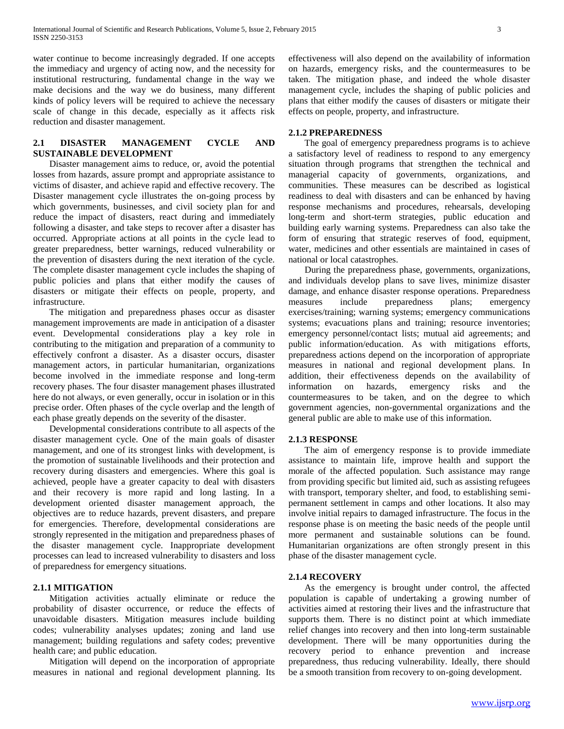water continue to become increasingly degraded. If one accepts the immediacy and urgency of acting now, and the necessity for institutional restructuring, fundamental change in the way we make decisions and the way we do business, many different kinds of policy levers will be required to achieve the necessary scale of change in this decade, especially as it affects risk reduction and disaster management.

## 2.1 DISASTER MANAGEMENT CYCLE AND SUSTAINABLE DEVELOPMENT

Disaster management aims to reduce, or, avoid the potential losses from hazards, assure prompt and appropriate assistance to victims of disaster, and achieve rapid and effective recovery. The Disaster management cycle illustrates the on-going process by which governments, businesses, and civil society plan for and reduce the impact of disasters, react during and immediately following a disaster, and take steps to recover after a disaster has occurred. Appropriate actions at all points in the cycle lead to greater preparedness, better warnings, reduced vulnerability or the prevention of disasters during the next iteration of the cycle. The complete disaster management cycle includes the shaping of public policies and plans that either modify the causes of disasters or mitigate their effects on people, property, and infrastructure.

The mitigation and preparedness phases occur as disaster management improvements are made in anticipation of a disaster event. Developmental considerations play a key role in contributing to the mitigation and preparation of a community to effectively confront a disaster. As a disaster occurs, disaster management actors, in particular humanitarian, organizations become involved in the immediate response and long-term recovery phases. The four disaster management phases illustrated here do not always, or even generally, occur in isolation or in this precise order. Often phases of the cycle overlap and the length of each phase greatly depends on the severity of the disaster.

Developmental considerations contribute to all aspects of the disaster management cycle. One of the main goals of disaster management, and one of its strongest links with development, is the promotion of sustainable livelihoods and their protection and recovery during disasters and emergencies. Where this goal is achieved, people have a greater capacity to deal with disasters and their recovery is more rapid and long lasting. In a development oriented disaster management approach, the objectives are to reduce hazards, prevent disasters, and prepare for emergencies. Therefore, developmental considerations are strongly represented in the mitigation and preparedness phases of the disaster management cycle. Inappropriate development processes can lead to increased vulnerability to disasters and loss of preparedness for emergency situations.

### 2.1.1 MITIGATION

Mitigation activities actually eliminate or reduce the probability of disaster occurrence, or reduce the effects of unavoidable disasters. Mitigation measures include building codes; vulnerability analyses updates; zoning and land use management; building regulations and safety codes; preventive health care; and public education.

Mitigation will depend on the incorporation of appropriate measures in national and regional development planning. Its effectiveness will also depend on the availability of information on hazards, emergency risks, and the countermeasures to be taken. The mitigation phase, and indeed the whole disaster management cycle, includes the shaping of public policies and plans that either modify the causes of disasters or mitigate their effects on people, property, and infrastructure.

### 2.1.2 PREPAREDNESS

The goal of emergency preparedness programs is to achieve a satisfactory level of readiness to respond to any emergency situation through programs that strengthen the technical and managerial capacity of governments, organizations, and communities. These measures can be described as logistical readiness to deal with disasters and can be enhanced by having response mechanisms and procedures, rehearsals, developing long-term and short-term strategies, public education and building early warning systems. Preparedness can also take the form of ensuring that strategic reserves of food, equipment, water, medicines and other essentials are maintained in cases of national or local catastrophes.

During the preparedness phase, governments, organizations, and individuals develop plans to save lives, minimize disaster damage, and enhance disaster response operations. Preparedness measures include preparedness plans; emergency exercises/training; warning systems; emergency communications systems; evacuations plans and training; resource inventories; emergency personnel/contact lists; mutual aid agreements; and public information/education. As with mitigations efforts, preparedness actions depend on the incorporation of appropriate measures in national and regional development plans. In addition, their effectiveness depends on the availability of information on hazards, emergency risks and the countermeasures to be taken, and on the degree to which government agencies, non-governmental organizations and the general public are able to make use of this information.

### 2.1.3 RESPONSE

The aim of emergency response is to provide immediate assistance to maintain life, improve health and support the morale of the affected population. Such assistance may range from providing specific but limited aid, such as assisting refugees with transport, temporary shelter, and food, to establishing semi-permanent settlement in camps and other locations. It also may involve initial repairs to damaged infrastructure. The focus in the response phase is on meeting the basic needs of the people until more permanent and sustainable solutions can be found. Humanitarian organizations are often strongly present in this phase of the disaster management cycle.

### 2.1.4 RECOVERY

As the emergency is brought under control, the affected population is capable of undertaking a growing number of activities aimed at restoring their lives and the infrastructure that supports them. There is no distinct point at which immediate relief changes into recovery and then into long-term sustainable development. There will be many opportunities during the recovery period to enhance prevention and increase preparedness, thus reducing vulnerability. Ideally, there should be a smooth transition from recovery to on-going development.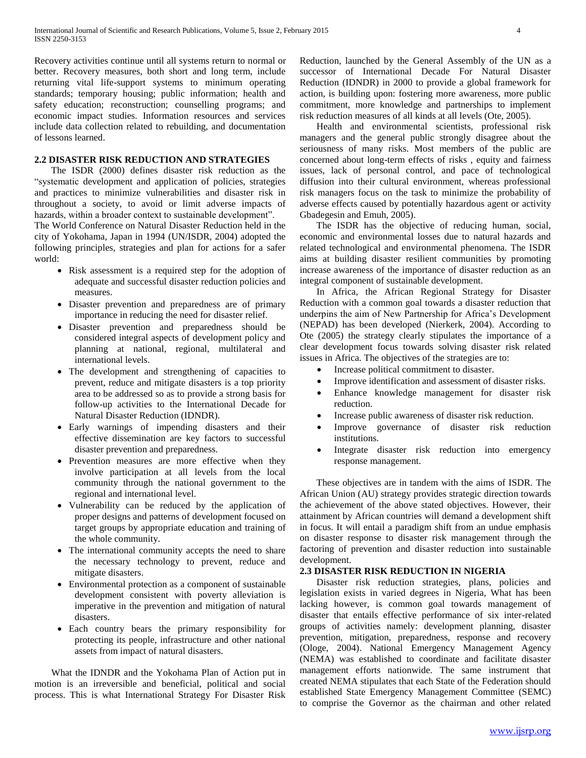Recovery activities continue until all systems return to normal or better. Recovery measures, both short and long term, include returning vital life-support systems to minimum operating standards; temporary housing; public information; health and safety education; reconstruction; counselling programs; and economic impact studies. Information resources and services include data collection related to rebuilding, and documentation of lessons learned.

## 2.2 DISASTER RISK REDUCTION AND STRATEGIES

The ISDR (2000) defines disaster risk reduction as the "systematic development and application of policies, strategies and practices to minimize vulnerabilities and disaster risk in throughout a society, to avoid or limit adverse impacts of hazards, within a broader context to sustainable development".

The World Conference on Natural Disaster Reduction held in the city of Yokohama, Japan in 1994 (UN/ISDR, 2004) adopted the following principles, strategies and plan for actions for a safer world:

- Risk assessment is a required step for the adoption of adequate and successful disaster reduction policies and measures.
- Disaster prevention and preparedness are of primary importance in reducing the need for disaster relief.
- Disaster prevention and preparedness should be considered integral aspects of development policy and planning at national, regional, multilateral and international levels.
- The development and strengthening of capacities to prevent, reduce and mitigate disasters is a top priority area to be addressed so as to provide a strong basis for follow-up activities to the International Decade for Natural Disaster Reduction (IDNDR).
- Early warnings of impending disasters and their effective dissemination are key factors to successful disaster prevention and preparedness.
- Prevention measures are more effective when they involve participation at all levels from the local community through the national government to the regional and international level.
- Vulnerability can be reduced by the application of proper designs and patterns of development focused on target groups by appropriate education and training of the whole community.
- The international community accepts the need to share the necessary technology to prevent, reduce and mitigate disasters.
- Environmental protection as a component of sustainable development consistent with poverty alleviation is imperative in the prevention and mitigation of natural disasters.
- Each country bears the primary responsibility for protecting its people, infrastructure and other national assets from impact of natural disasters.

What the IDNDR and the Yokohama Plan of Action put in motion is an irreversible and beneficial, political and social process. This is what International Strategy For Disaster Risk Reduction, launched by the General Assembly of the UN as a successor of International Decade For Natural Disaster Reduction (IDNDR) in 2000 to provide a global framework for action, is building upon: fostering more awareness, more public commitment, more knowledge and partnerships to implement risk reduction measures of all kinds at all levels (Ote, 2005).

Health and environmental scientists, professional risk managers and the general public strongly disagree about the seriousness of many risks. Most members of the public are concerned about long-term effects of risks , equity and fairness issues, lack of personal control, and pace of technological diffusion into their cultural environment, whereas professional risk managers focus on the task to minimize the probability of adverse effects caused by potentially hazardous agent or activity Gbadegesin and Emuh, 2005).

The ISDR has the objective of reducing human, social, economic and environmental losses due to natural hazards and related technological and environmental phenomena. The ISDR aims at building disaster resilient communities by promoting increase awareness of the importance of disaster reduction as an integral component of sustainable development.

In Africa, the African Regional Strategy for Disaster Reduction with a common goal towards a disaster reduction that underpins the aim of New Partnership for Africa's Development (NEPAD) has been developed (Nierkerk, 2004). According to Ote (2005) the strategy clearly stipulates the importance of a clear development focus towards solving disaster risk related issues in Africa. The objectives of the strategies are to:

- Increase political commitment to disaster.
- Improve identification and assessment of disaster risks.
- Enhance knowledge management for disaster risk reduction.
- Increase public awareness of disaster risk reduction.
- Improve governance of disaster risk reduction institutions.
- Integrate disaster risk reduction into emergency response management.

These objectives are in tandem with the aims of ISDR. The African Union (AU) strategy provides strategic direction towards the achievement of the above stated objectives. However, their attainment by African countries will demand a development shift in focus. It will entail a paradigm shift from an undue emphasis on disaster response to disaster risk management through the factoring of prevention and disaster reduction into sustainable development.

## 2.3 DISASTER RISK REDUCTION IN NIGERIA

Disaster risk reduction strategies, plans, policies and legislation exists in varied degrees in Nigeria, What has been lacking however, is common goal towards management of disaster that entails effective performance of six inter-related groups of activities namely: development planning, disaster prevention, mitigation, preparedness, response and recovery (Ologe, 2004). National Emergency Management Agency (NEMA) was established to coordinate and facilitate disaster management efforts nationwide. The same instrument that created NEMA stipulates that each State of the Federation should established State Emergency Management Committee (SEMC) to comprise the Governor as the chairman and other related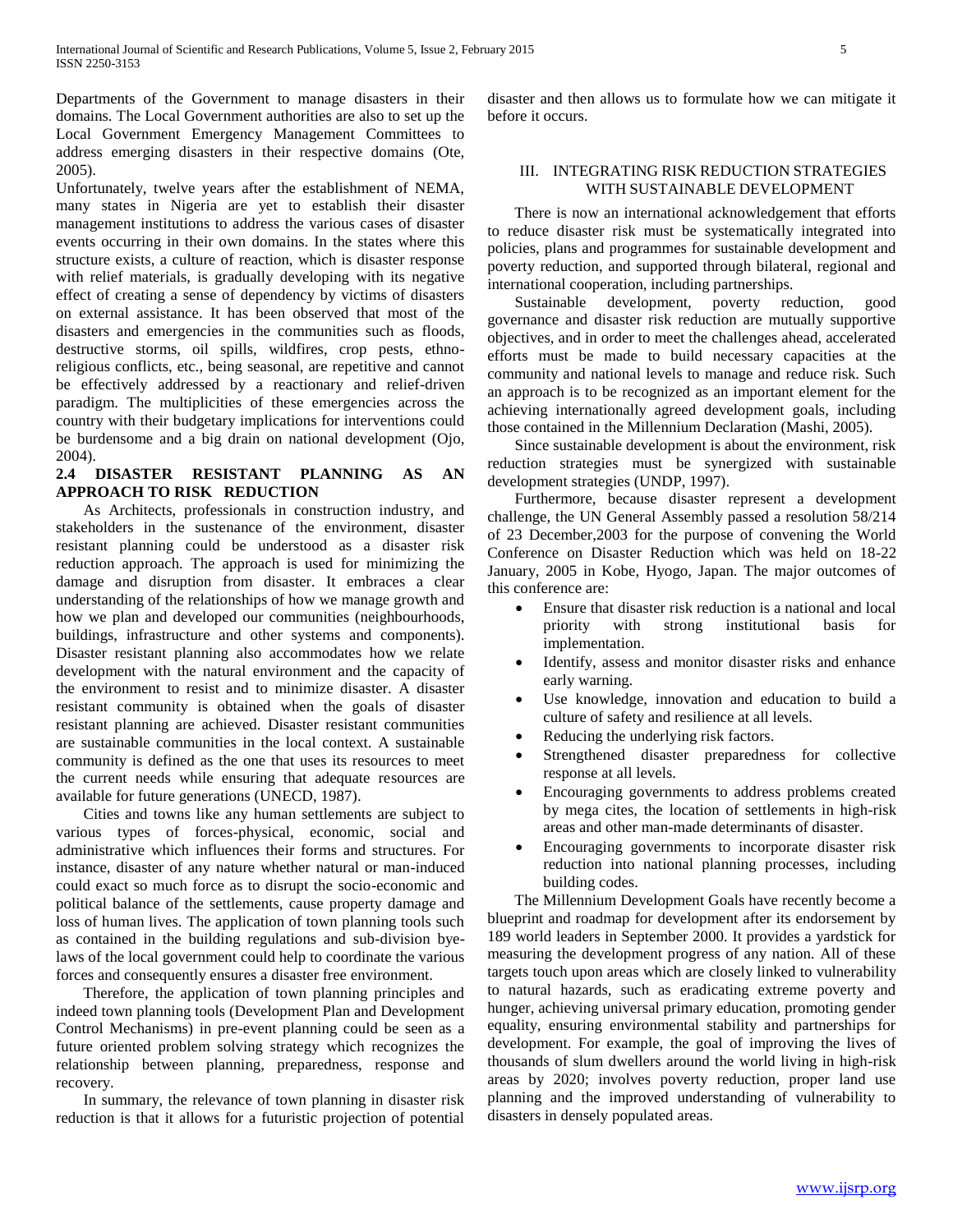Departments of the Government to manage disasters in their domains. The Local Government authorities are also to set up the Local Government Emergency Management Committees to address emerging disasters in their respective domains (Ote, 2005).

Unfortunately, twelve years after the establishment of NEMA, many states in Nigeria are yet to establish their disaster management institutions to address the various cases of disaster events occurring in their own domains. In the states where this structure exists, a culture of reaction, which is disaster response with relief materials, is gradually developing with its negative effect of creating a sense of dependency by victims of disasters on external assistance. It has been observed that most of the disasters and emergencies in the communities such as floods, destructive storms, oil spills, wildfires, crop pests, ethno-religious conflicts, etc., being seasonal, are repetitive and cannot be effectively addressed by a reactionary and relief-driven paradigm. The multiplicities of these emergencies across the country with their budgetary implications for interventions could be burdensome and a big drain on national development (Ojo, 2004).

### 2.4 DISASTER RESISTANT PLANNING AS AN APPROACH TO RISK REDUCTION

As Architects, professionals in construction industry, and stakeholders in the sustenance of the environment, disaster resistant planning could be understood as a disaster risk reduction approach. The approach is used for minimizing the damage and disruption from disaster. It embraces a clear understanding of the relationships of how we manage growth and how we plan and developed our communities (neighbourhoods, buildings, infrastructure and other systems and components). Disaster resistant planning also accommodates how we relate development with the natural environment and the capacity of the environment to resist and to minimize disaster. A disaster resistant community is obtained when the goals of disaster resistant planning are achieved. Disaster resistant communities are sustainable communities in the local context. A sustainable community is defined as the one that uses its resources to meet the current needs while ensuring that adequate resources are available for future generations (UNECD, 1987).

Cities and towns like any human settlements are subject to various types of forces-physical, economic, social and administrative which influences their forms and structures. For instance, disaster of any nature whether natural or man-induced could exact so much force as to disrupt the socio-economic and political balance of the settlements, cause property damage and loss of human lives. The application of town planning tools such as contained in the building regulations and sub-division bye-laws of the local government could help to coordinate the various forces and consequently ensures a disaster free environment.

Therefore, the application of town planning principles and indeed town planning tools (Development Plan and Development Control Mechanisms) in pre-event planning could be seen as a future oriented problem solving strategy which recognizes the relationship between planning, preparedness, response and recovery.

In summary, the relevance of town planning in disaster risk reduction is that it allows for a futuristic projection of potential disaster and then allows us to formulate how we can mitigate it before it occurs.

## III. INTEGRATING RISK REDUCTION STRATEGIES WITH SUSTAINABLE DEVELOPMENT

There is now an international acknowledgement that efforts to reduce disaster risk must be systematically integrated into policies, plans and programmes for sustainable development and poverty reduction, and supported through bilateral, regional and international cooperation, including partnerships.

Sustainable development, poverty reduction, good governance and disaster risk reduction are mutually supportive objectives, and in order to meet the challenges ahead, accelerated efforts must be made to build necessary capacities at the community and national levels to manage and reduce risk. Such an approach is to be recognized as an important element for the achieving internationally agreed development goals, including those contained in the Millennium Declaration (Mashi, 2005).

Since sustainable development is about the environment, risk reduction strategies must be synergized with sustainable development strategies (UNDP, 1997).

Furthermore, because disaster represent a development challenge, the UN General Assembly passed a resolution 58/214 of 23 December,2003 for the purpose of convening the World Conference on Disaster Reduction which was held on 18-22 January, 2005 in Kobe, Hyogo, Japan. The major outcomes of this conference are:

- Ensure that disaster risk reduction is a national and local priority with strong institutional basis for implementation.
- Identify, assess and monitor disaster risks and enhance early warning.
- Use knowledge, innovation and education to build a culture of safety and resilience at all levels.
- Reducing the underlying risk factors.
- Strengthened disaster preparedness for collective response at all levels.
- Encouraging governments to address problems created by mega cites, the location of settlements in high-risk areas and other man-made determinants of disaster.
- Encouraging governments to incorporate disaster risk reduction into national planning processes, including building codes.

The Millennium Development Goals have recently become a blueprint and roadmap for development after its endorsement by 189 world leaders in September 2000. It provides a yardstick for measuring the development progress of any nation. All of these targets touch upon areas which are closely linked to vulnerability to natural hazards, such as eradicating extreme poverty and hunger, achieving universal primary education, promoting gender equality, ensuring environmental stability and partnerships for development. For example, the goal of improving the lives of thousands of slum dwellers around the world living in high-risk areas by 2020; involves poverty reduction, proper land use planning and the improved understanding of vulnerability to disasters in densely populated areas.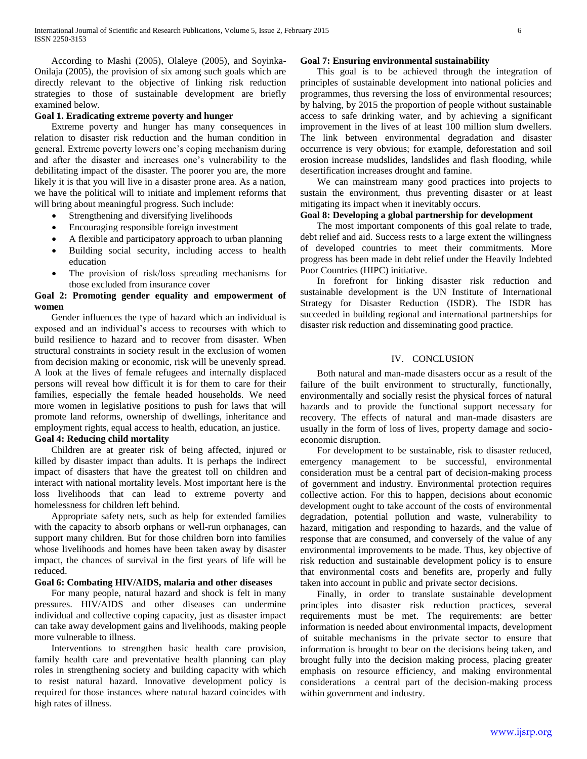According to Mashi (2005), Olaleye (2005), and Soyinka-Onilaja (2005), the provision of six among such goals which are directly relevant to the objective of linking risk reduction strategies to those of sustainable development are briefly examined below.

**Goal 1. Eradicating extreme poverty and hunger**

Extreme poverty and hunger has many consequences in relation to disaster risk reduction and the human condition in general. Extreme poverty lowers one's coping mechanism during and after the disaster and increases one's vulnerability to the debilitating impact of the disaster. The poorer you are, the more likely it is that you will live in a disaster prone area. As a nation, we have the political will to initiate and implement reforms that will bring about meaningful progress. Such include:

- Strengthening and diversifying livelihoods
- Encouraging responsible foreign investment
- A flexible and participatory approach to urban planning
- Building social security, including access to health education
- The provision of risk/loss spreading mechanisms for those excluded from insurance cover

**Goal 2: Promoting gender equality and empowerment of women**

Gender influences the type of hazard which an individual is exposed and an individual's access to recourses with which to build resilience to hazard and to recover from disaster. When structural constraints in society result in the exclusion of women from decision making or economic, risk will be unevenly spread. A look at the lives of female refugees and internally displaced persons will reveal how difficult it is for them to care for their families, especially the female headed households. We need more women in legislative positions to push for laws that will promote land reforms, ownership of dwellings, inheritance and employment rights, equal access to health, education, an justice.

**Goal 4: Reducing child mortality**

Children are at greater risk of being affected, injured or killed by disaster impact than adults. It is perhaps the indirect impact of disasters that have the greatest toll on children and interact with national mortality levels. Most important here is the loss livelihoods that can lead to extreme poverty and homelessness for children left behind.

Appropriate safety nets, such as help for extended families with the capacity to absorb orphans or well-run orphanages, can support many children. But for those children born into families whose livelihoods and homes have been taken away by disaster impact, the chances of survival in the first years of life will be reduced.

**Goal 6: Combating HIV/AIDS, malaria and other diseases**

For many people, natural hazard and shock is felt in many pressures. HIV/AIDS and other diseases can undermine individual and collective coping capacity, just as disaster impact can take away development gains and livelihoods, making people more vulnerable to illness.

Interventions to strengthen basic health care provision, family health care and preventative health planning can play roles in strengthening society and building capacity with which to resist natural hazard. Innovative development policy is required for those instances where natural hazard coincides with high rates of illness.

**Goal 7: Ensuring environmental sustainability**

This goal is to be achieved through the integration of principles of sustainable development into national policies and programmes, thus reversing the loss of environmental resources; by halving, by 2015 the proportion of people without sustainable access to safe drinking water, and by achieving a significant improvement in the lives of at least 100 million slum dwellers. The link between environmental degradation and disaster occurrence is very obvious; for example, deforestation and soil erosion increase mudslides, landslides and flash flooding, while desertification increases drought and famine.

We can mainstream many good practices into projects to sustain the environment, thus preventing disaster or at least mitigating its impact when it inevitably occurs.

**Goal 8: Developing a global partnership for development**

The most important components of this goal relate to trade, debt relief and aid. Success rests to a large extent the willingness of developed countries to meet their commitments. More progress has been made in debt relief under the Heavily Indebted Poor Countries (HIPC) initiative.

In forefront for linking disaster risk reduction and sustainable development is the UN Institute of International Strategy for Disaster Reduction (ISDR). The ISDR has succeeded in building regional and international partnerships for disaster risk reduction and disseminating good practice.

## IV. CONCLUSION

Both natural and man-made disasters occur as a result of the failure of the built environment to structurally, functionally, environmentally and socially resist the physical forces of natural hazards and to provide the functional support necessary for recovery. The effects of natural and man-made disasters are usually in the form of loss of lives, property damage and socio-economic disruption.

For development to be sustainable, risk to disaster reduced, emergency management to be successful, environmental consideration must be a central part of decision-making process of government and industry. Environmental protection requires collective action. For this to happen, decisions about economic development ought to take account of the costs of environmental degradation, potential pollution and waste, vulnerability to hazard, mitigation and responding to hazards, and the value of response that are consumed, and conversely of the value of any environmental improvements to be made. Thus, key objective of risk reduction and sustainable development policy is to ensure that environmental costs and benefits are, properly and fully taken into account in public and private sector decisions.

Finally, in order to translate sustainable development principles into disaster risk reduction practices, several requirements must be met. The requirements: are better information is needed about environmental impacts, development of suitable mechanisms in the private sector to ensure that information is brought to bear on the decisions being taken, and brought fully into the decision making process, placing greater emphasis on resource efficiency, and making environmental considerations a central part of the decision-making process within government and industry.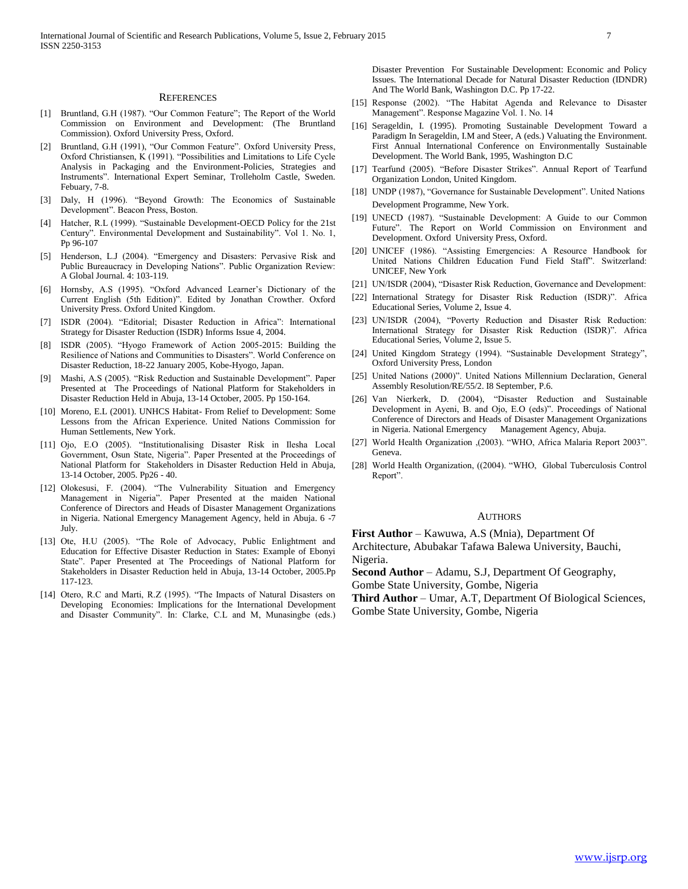## References

[1] Bruntland, G.H (1987). "Our Common Feature"; The Report of the World Commission on Environment and Development: (The Bruntland Commission). Oxford University Press, Oxford.

[2] Bruntland, G.H (1991), "Our Common Feature". Oxford University Press, Oxford Christiansen, K (1991). "Possibilities and Limitations to Life Cycle Analysis in Packaging and the Environment-Policies, Strategies and Instruments". International Expert Seminar, Trolleholm Castle, Sweden. Febuary, 7-8.

[3] Daly, H (1996). "Beyond Growth: The Economics of Sustainable Development". Beacon Press, Boston.

[4] Hatcher, R.L (1999). "Sustainable Development-OECD Policy for the 21st Century". Environmental Development and Sustainability". Vol 1. No. 1, Pp 96-107

[5] Henderson, L.J (2004). "Emergency and Disasters: Pervasive Risk and Public Bureaucracy in Developing Nations". Public Organization Review: A Global Journal. 4: 103-119.

[6] Hornsby, A.S (1995). "Oxford Advanced Learner's Dictionary of the Current English (5th Edition)". Edited by Jonathan Crowther. Oxford University Press. Oxford United Kingdom.

[7] ISDR (2004). "Editorial; Disaster Reduction in Africa": International Strategy for Disaster Reduction (ISDR) Informs Issue 4, 2004.

[8] ISDR (2005). "Hyogo Framework of Action 2005-2015: Building the Resilience of Nations and Communities to Disasters". World Conference on Disaster Reduction, 18-22 January 2005, Kobe-Hyogo, Japan.

[9] Mashi, A.S (2005). "Risk Reduction and Sustainable Development". Paper Presented at The Proceedings of National Platform for Stakeholders in Disaster Reduction Held in Abuja, 13-14 October, 2005. Pp 150-164.

[10] Moreno, E.L (2001). UNHCS Habitat- From Relief to Development: Some Lessons from the African Experience. United Nations Commission for Human Settlements, New York.

[11] Ojo, E.O (2005). "Institutionalising Disaster Risk in Ilesha Local Government, Osun State, Nigeria". Paper Presented at the Proceedings of National Platform for Stakeholders in Disaster Reduction Held in Abuja, 13-14 October, 2005. Pp26 - 40.

[12] Olokesusi, F. (2004). "The Vulnerability Situation and Emergency Management in Nigeria". Paper Presented at the maiden National Conference of Directors and Heads of Disaster Management Organizations in Nigeria. National Emergency Management Agency, held in Abuja. 6 -7 July.

[13] Ote, H.U (2005). "The Role of Advocacy, Public Enlightment and Education for Effective Disaster Reduction in States: Example of Ebonyi State". Paper Presented at The Proceedings of National Platform for Stakeholders in Disaster Reduction held in Abuja, 13-14 October, 2005.Pp 117-123.

[14] Otero, R.C and Marti, R.Z (1995). "The Impacts of Natural Disasters on Developing Economies: Implications for the International Development and Disaster Community". In: Clarke, C.L and M, Munasingbe (eds.) Disaster Prevention For Sustainable Development: Economic and Policy Issues. The International Decade for Natural Disaster Reduction (IDNDR) And The World Bank, Washington D.C. Pp 17-22.

[15] Response (2002). "The Habitat Agenda and Relevance to Disaster Management". Response Magazine Vol. 1. No. 14

[16] Serageldin, I. (1995). Promoting Sustainable Development Toward a Paradigm In Serageldin, I.M and Steer, A (eds.) Valuating the Environment. First Annual International Conference on Environmentally Sustainable Development. The World Bank, 1995, Washington D.C

[17] Tearfund (2005). "Before Disaster Strikes". Annual Report of Tearfund Organization London, United Kingdom.

[18] UNDP (1987), "Governance for Sustainable Development". United Nations Development Programme, New York.

[19] UNECD (1987). "Sustainable Development: A Guide to our Common Future". The Report on World Commission on Environment and Development. Oxford University Press, Oxford.

[20] UNICEF (1986). "Assisting Emergencies: A Resource Handbook for United Nations Children Education Fund Field Staff". Switzerland: UNICEF, New York

[21] UN/ISDR (2004), "Disaster Risk Reduction, Governance and Development:

[22] International Strategy for Disaster Risk Reduction (ISDR)". Africa Educational Series, Volume 2, Issue 4.

[23] UN/ISDR (2004), "Poverty Reduction and Disaster Risk Reduction: International Strategy for Disaster Risk Reduction (ISDR)". Africa Educational Series, Volume 2, Issue 5.

[24] United Kingdom Strategy (1994). "Sustainable Development Strategy", Oxford University Press, London

[25] United Nations (2000)". United Nations Millennium Declaration, General Assembly Resolution/RE/55/2. I8 September, P.6.

[26] Van Nierkerk, D. (2004), "Disaster Reduction and Sustainable Development in Ayeni, B. and Ojo, E.O (eds)". Proceedings of National Conference of Directors and Heads of Disaster Management Organizations in Nigeria. National Emergency Management Agency, Abuja.

[27] World Health Organization ,(2003). "WHO, Africa Malaria Report 2003". Geneva.

[28] World Health Organization, ((2004). "WHO, Global Tuberculosis Control Report".

## Authors

**First Author** – Kawuwa, A.S (Mnia), Department Of Architecture, Abubakar Tafawa Balewa University, Bauchi, Nigeria.

**Second Author** – Adamu, S.J, Department Of Geography, Gombe State University, Gombe, Nigeria

**Third Author** – Umar, A.T, Department Of Biological Sciences, Gombe State University, Gombe, Nigeria